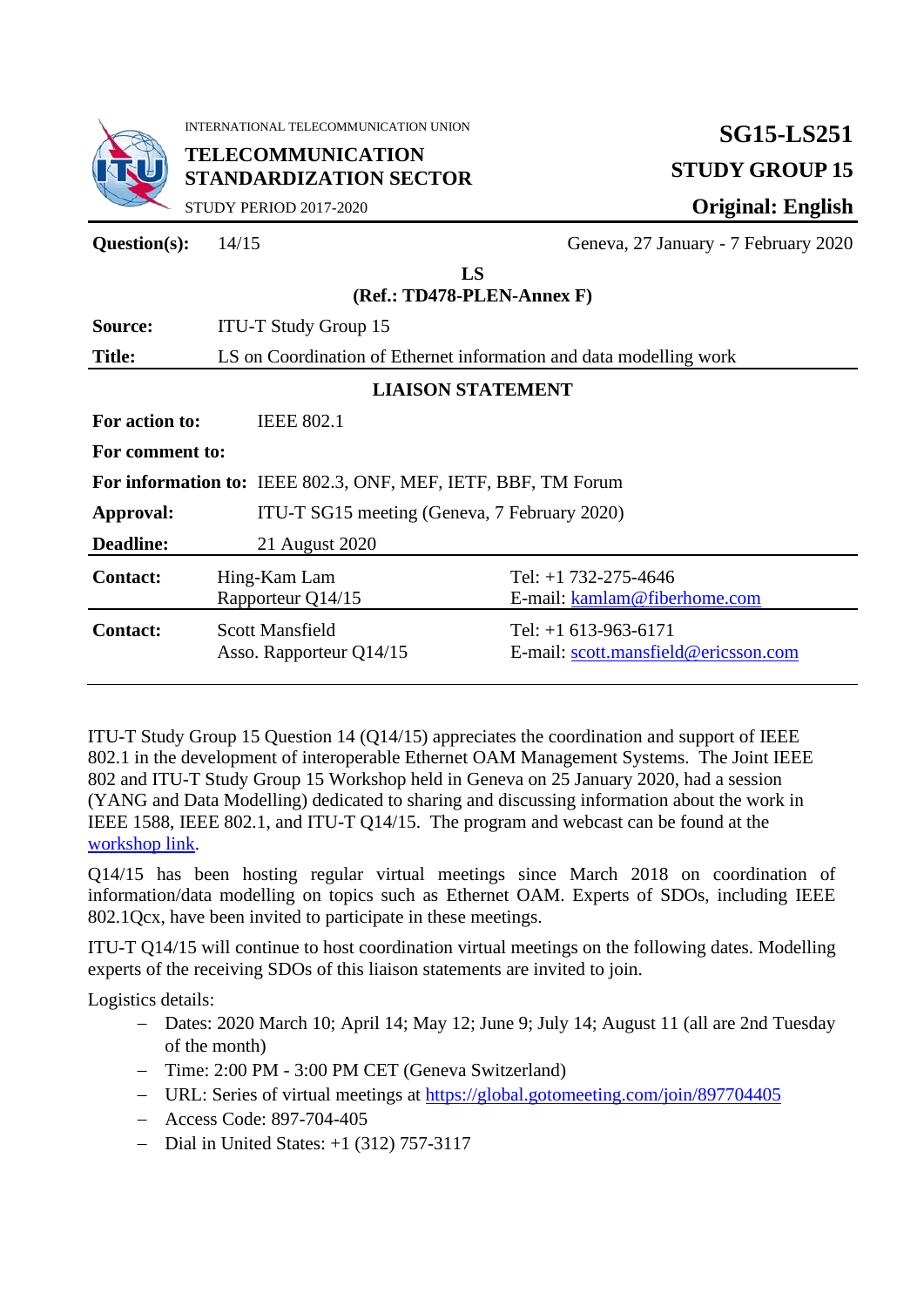INTERNATIONAL TELECOMMUNICATION UNION

**TELECOMMUNICATION STANDARDIZATION SECTOR**

STUDY PERIOD 2017-2020

**SG15-LS251**

**STUDY GROUP 15**

**Original: English**

| | | |
|---|---|---|
| **Question(s):** | 14/15 | Geneva, 27 January - 7 February 2020 |

**LS**
**(Ref.: TD478-PLEN-Annex F)**

| | |
|---|---|
| **Source:** | ITU-T Study Group 15 |
| **Title:** | LS on Coordination of Ethernet information and data modelling work |

**LIAISON STATEMENT**

| | |
|---|---|
| **For action to:** | IEEE 802.1 |
| **For comment to:** | |
| **For information to:** | IEEE 802.3, ONF, MEF, IETF, BBF, TM Forum |
| **Approval:** | ITU-T SG15 meeting (Geneva, 7 February 2020) |
| **Deadline:** | 21 August 2020 |

| | | |
|---|---|---|
| **Contact:** | Hing-Kam Lam<br>Rapporteur Q14/15 | Tel: +1 732-275-4646<br>E-mail: kamlam@fiberhome.com |
| **Contact:** | Scott Mansfield<br>Asso. Rapporteur Q14/15 | Tel: +1 613-963-6171<br>E-mail: scott.mansfield@ericsson.com |

ITU-T Study Group 15 Question 14 (Q14/15) appreciates the coordination and support of IEEE 802.1 in the development of interoperable Ethernet OAM Management Systems. The Joint IEEE 802 and ITU-T Study Group 15 Workshop held in Geneva on 25 January 2020, had a session (YANG and Data Modelling) dedicated to sharing and discussing information about the work in IEEE 1588, IEEE 802.1, and ITU-T Q14/15. The program and webcast can be found at the workshop link.

Q14/15 has been hosting regular virtual meetings since March 2018 on coordination of information/data modelling on topics such as Ethernet OAM. Experts of SDOs, including IEEE 802.1Qcx, have been invited to participate in these meetings.

ITU-T Q14/15 will continue to host coordination virtual meetings on the following dates. Modelling experts of the receiving SDOs of this liaison statements are invited to join.

Logistics details:

- Dates: 2020 March 10; April 14; May 12; June 9; July 14; August 11 (all are 2nd Tuesday of the month)
- Time: 2:00 PM - 3:00 PM CET (Geneva Switzerland)
- URL: Series of virtual meetings at https://global.gotomeeting.com/join/897704405
- Access Code: 897-704-405
- Dial in United States: +1 (312) 757-3117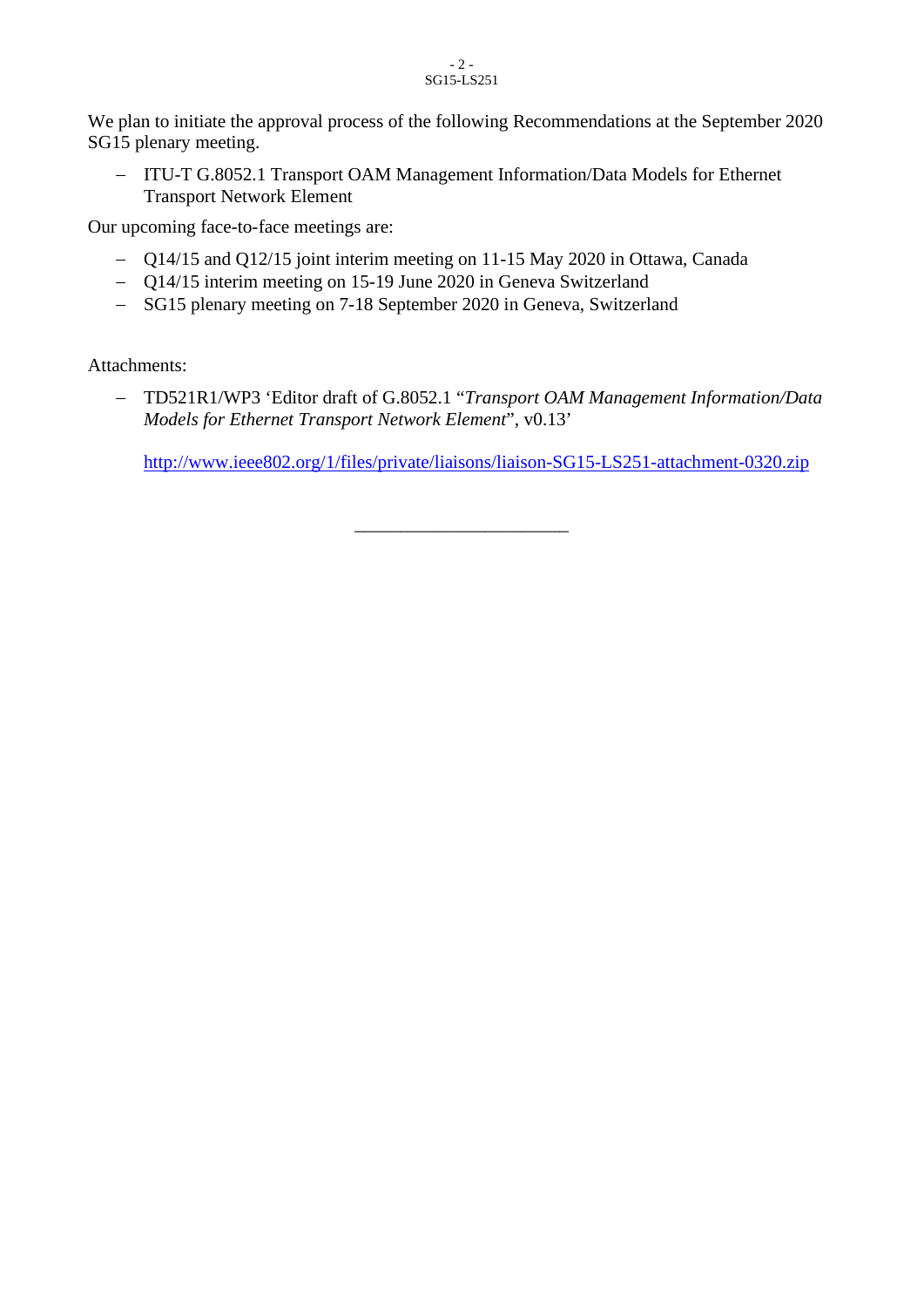We plan to initiate the approval process of the following Recommendations at the September 2020 SG15 plenary meeting.

- ITU-T G.8052.1 Transport OAM Management Information/Data Models for Ethernet Transport Network Element

Our upcoming face-to-face meetings are:

- Q14/15 and Q12/15 joint interim meeting on 11-15 May 2020 in Ottawa, Canada
- Q14/15 interim meeting on 15-19 June 2020 in Geneva Switzerland
- SG15 plenary meeting on 7-18 September 2020 in Geneva, Switzerland

Attachments:

- TD521R1/WP3 'Editor draft of G.8052.1 "*Transport OAM Management Information/Data Models for Ethernet Transport Network Element*", v0.13'

  http://www.ieee802.org/1/files/private/liaisons/liaison-SG15-LS251-attachment-0320.zip

______________________